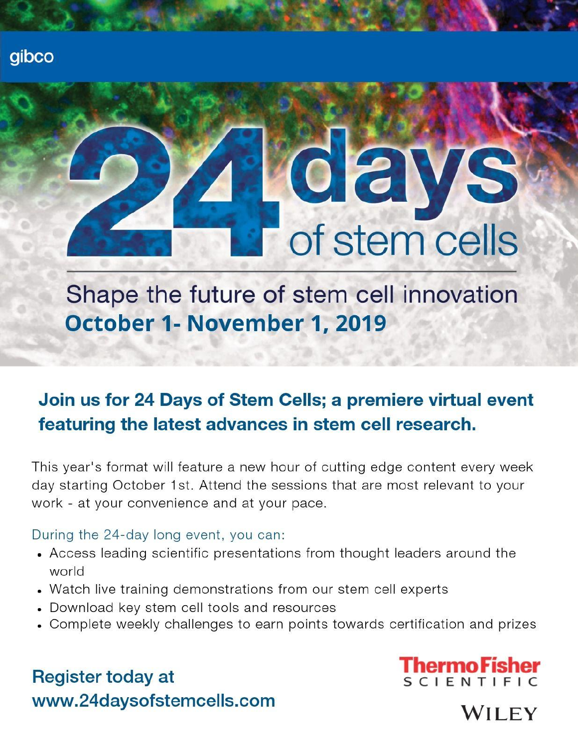gibco

# 24 days of stem cells

## Shape the future of stem cell innovation

**October 1- November 1, 2019**

### Join us for 24 Days of Stem Cells; a premiere virtual event featuring the latest advances in stem cell research.

This year's format will feature a new hour of cutting edge content every week day starting October 1st. Attend the sessions that are most relevant to your work - at your convenience and at your pace.

During the 24-day long event, you can:

- Access leading scientific presentations from thought leaders around the world
- Watch live training demonstrations from our stem cell experts
- Download key stem cell tools and resources
- Complete weekly challenges to earn points towards certification and prizes

**Register today at www.24daysofstemcells.com**

ThermoFisher SCIENTIFIC

WILEY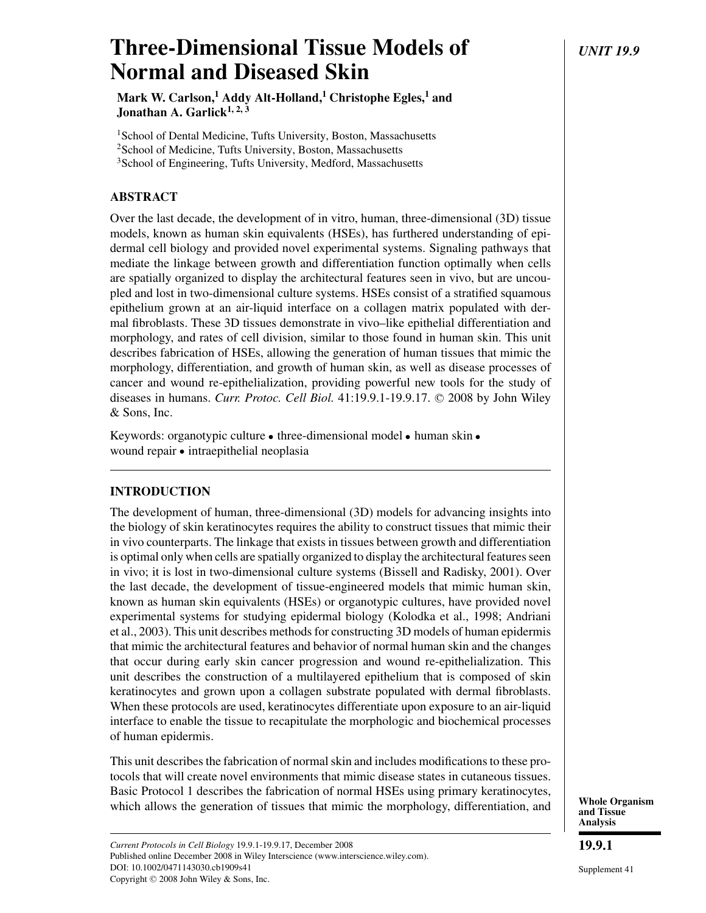# Three-Dimensional Tissue Models of Normal and Diseased Skin

**Mark W. Carlson,[1] Addy Alt-Holland,[1] Christophe Egles,[1] and Jonathan A. Garlick[1,2,3]**

[1]School of Dental Medicine, Tufts University, Boston, Massachusetts
[2]School of Medicine, Tufts University, Boston, Massachusetts
[3]School of Engineering, Tufts University, Medford, Massachusetts

## ABSTRACT

Over the last decade, the development of in vitro, human, three-dimensional (3D) tissue models, known as human skin equivalents (HSEs), has furthered understanding of epidermal cell biology and provided novel experimental systems. Signaling pathways that mediate the linkage between growth and differentiation function optimally when cells are spatially organized to display the architectural features seen in vivo, but are uncoupled and lost in two-dimensional culture systems. HSEs consist of a stratified squamous epithelium grown at an air-liquid interface on a collagen matrix populated with dermal fibroblasts. These 3D tissues demonstrate in vivo–like epithelial differentiation and morphology, and rates of cell division, similar to those found in human skin. This unit describes fabrication of HSEs, allowing the generation of human tissues that mimic the morphology, differentiation, and growth of human skin, as well as disease processes of cancer and wound re-epithelialization, providing powerful new tools for the study of diseases in humans. *Curr. Protoc. Cell Biol.* 41:19.9.1-19.9.17. © 2008 by John Wiley & Sons, Inc.

Keywords: organotypic culture • three-dimensional model • human skin • wound repair • intraepithelial neoplasia

## INTRODUCTION

The development of human, three-dimensional (3D) models for advancing insights into the biology of skin keratinocytes requires the ability to construct tissues that mimic their in vivo counterparts. The linkage that exists in tissues between growth and differentiation is optimal only when cells are spatially organized to display the architectural features seen in vivo; it is lost in two-dimensional culture systems (Bissell and Radisky, 2001). Over the last decade, the development of tissue-engineered models that mimic human skin, known as human skin equivalents (HSEs) or organotypic cultures, have provided novel experimental systems for studying epidermal biology (Kolodka et al., 1998; Andriani et al., 2003). This unit describes methods for constructing 3D models of human epidermis that mimic the architectural features and behavior of normal human skin and the changes that occur during early skin cancer progression and wound re-epithelialization. This unit describes the construction of a multilayered epithelium that is composed of skin keratinocytes and grown upon a collagen substrate populated with dermal fibroblasts. When these protocols are used, keratinocytes differentiate upon exposure to an air-liquid interface to enable the tissue to recapitulate the morphologic and biochemical processes of human epidermis.

This unit describes the fabrication of normal skin and includes modifications to these protocols that will create novel environments that mimic disease states in cutaneous tissues. Basic Protocol 1 describes the fabrication of normal HSEs using primary keratinocytes, which allows the generation of tissues that mimic the morphology, differentiation, and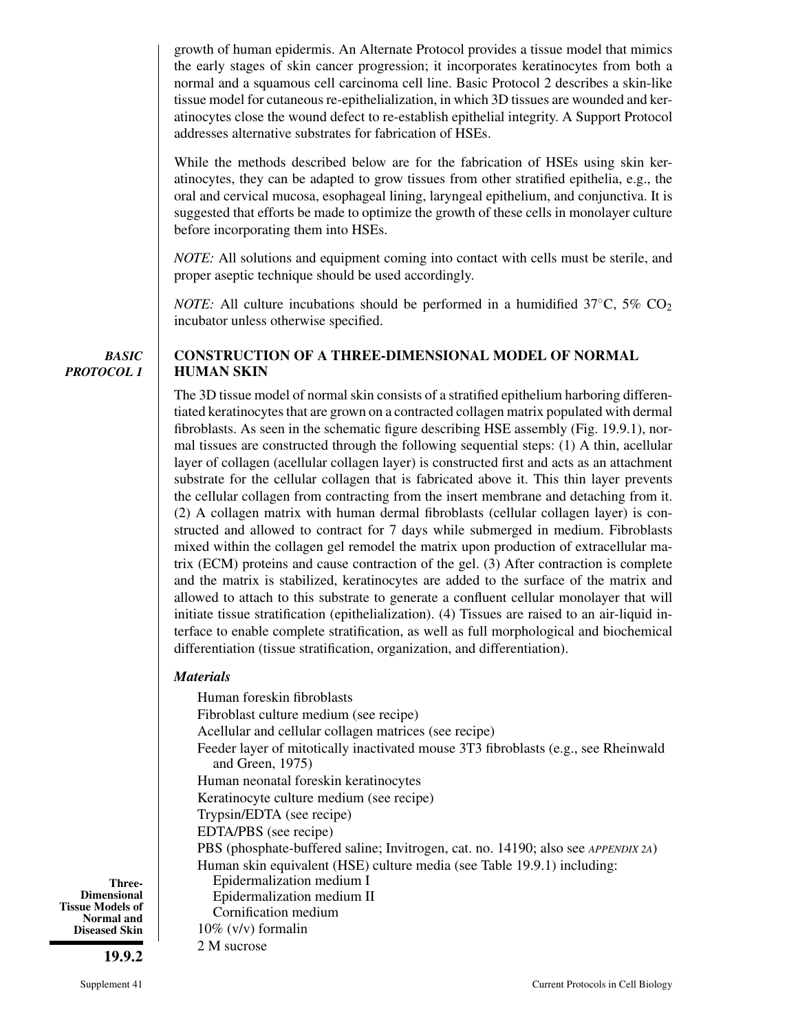growth of human epidermis. An Alternate Protocol provides a tissue model that mimics the early stages of skin cancer progression; it incorporates keratinocytes from both a normal and a squamous cell carcinoma cell line. Basic Protocol 2 describes a skin-like tissue model for cutaneous re-epithelialization, in which 3D tissues are wounded and keratinocytes close the wound defect to re-establish epithelial integrity. A Support Protocol addresses alternative substrates for fabrication of HSEs.

While the methods described below are for the fabrication of HSEs using skin keratinocytes, they can be adapted to grow tissues from other stratified epithelia, e.g., the oral and cervical mucosa, esophageal lining, laryngeal epithelium, and conjunctiva. It is suggested that efforts be made to optimize the growth of these cells in monolayer culture before incorporating them into HSEs.

*NOTE:* All solutions and equipment coming into contact with cells must be sterile, and proper aseptic technique should be used accordingly.

*NOTE:* All culture incubations should be performed in a humidified 37°C, 5% $CO_2$ incubator unless otherwise specified.

## *BASIC PROTOCOL 1*

## CONSTRUCTION OF A THREE-DIMENSIONAL MODEL OF NORMAL HUMAN SKIN

The 3D tissue model of normal skin consists of a stratified epithelium harboring differentiated keratinocytes that are grown on a contracted collagen matrix populated with dermal fibroblasts. As seen in the schematic figure describing HSE assembly (Fig. 19.9.1), normal tissues are constructed through the following sequential steps: (1) A thin, acellular layer of collagen (acellular collagen layer) is constructed first and acts as an attachment substrate for the cellular collagen that is fabricated above it. This thin layer prevents the cellular collagen from contracting from the insert membrane and detaching from it. (2) A collagen matrix with human dermal fibroblasts (cellular collagen layer) is constructed and allowed to contract for 7 days while submerged in medium. Fibroblasts mixed within the collagen gel remodel the matrix upon production of extracellular matrix (ECM) proteins and cause contraction of the gel. (3) After contraction is complete and the matrix is stabilized, keratinocytes are added to the surface of the matrix and allowed to attach to this substrate to generate a confluent cellular monolayer that will initiate tissue stratification (epithelialization). (4) Tissues are raised to an air-liquid interface to enable complete stratification, as well as full morphological and biochemical differentiation (tissue stratification, organization, and differentiation).

### *Materials*

Human foreskin fibroblasts
Fibroblast culture medium (see recipe)
Acellular and cellular collagen matrices (see recipe)
Feeder layer of mitotically inactivated mouse 3T3 fibroblasts (e.g., see Rheinwald and Green, 1975)
Human neonatal foreskin keratinocytes
Keratinocyte culture medium (see recipe)
Trypsin/EDTA (see recipe)
EDTA/PBS (see recipe)
PBS (phosphate-buffered saline; Invitrogen, cat. no. 14190; also see *APPENDIX 2A*)
Human skin equivalent (HSE) culture media (see Table 19.9.1) including:
  Epidermalization medium I
  Epidermalization medium II
  Cornification medium
10% (v/v) formalin
2 M sucrose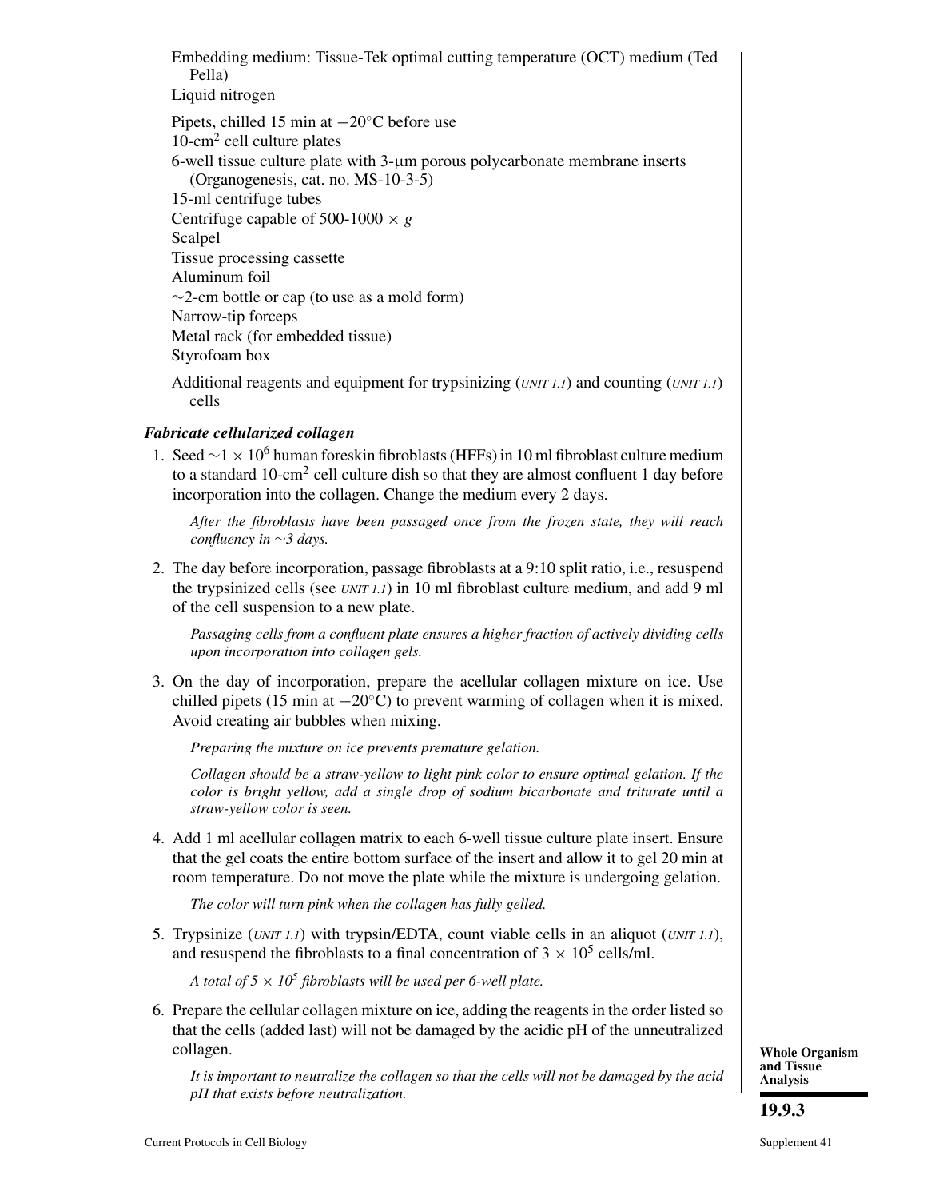Embedding medium: Tissue-Tek optimal cutting temperature (OCT) medium (Ted Pella)

Liquid nitrogen

Pipets, chilled 15 min at −20°C before use

10-cm$^2$ cell culture plates

6-well tissue culture plate with 3-µm porous polycarbonate membrane inserts (Organogenesis, cat. no. MS-10-3-5)

15-ml centrifuge tubes

Centrifuge capable of 500-1000 × *g*

Scalpel

Tissue processing cassette

Aluminum foil

∼2-cm bottle or cap (to use as a mold form)

Narrow-tip forceps

Metal rack (for embedded tissue)

Styrofoam box

Additional reagents and equipment for trypsinizing (*UNIT 1.1*) and counting (*UNIT 1.1*) cells

***Fabricate cellularized collagen***

1. Seed ∼$1 \times 10^6$ human foreskin fibroblasts (HFFs) in 10 ml fibroblast culture medium to a standard 10-cm$^2$ cell culture dish so that they are almost confluent 1 day before incorporation into the collagen. Change the medium every 2 days.

   *After the fibroblasts have been passaged once from the frozen state, they will reach confluency in ∼3 days.*

2. The day before incorporation, passage fibroblasts at a 9:10 split ratio, i.e., resuspend the trypsinized cells (see *UNIT 1.1*) in 10 ml fibroblast culture medium, and add 9 ml of the cell suspension to a new plate.

   *Passaging cells from a confluent plate ensures a higher fraction of actively dividing cells upon incorporation into collagen gels.*

3. On the day of incorporation, prepare the acellular collagen mixture on ice. Use chilled pipets (15 min at −20°C) to prevent warming of collagen when it is mixed. Avoid creating air bubbles when mixing.

   *Preparing the mixture on ice prevents premature gelation.*

   *Collagen should be a straw-yellow to light pink color to ensure optimal gelation. If the color is bright yellow, add a single drop of sodium bicarbonate and triturate until a straw-yellow color is seen.*

4. Add 1 ml acellular collagen matrix to each 6-well tissue culture plate insert. Ensure that the gel coats the entire bottom surface of the insert and allow it to gel 20 min at room temperature. Do not move the plate while the mixture is undergoing gelation.

   *The color will turn pink when the collagen has fully gelled.*

5. Trypsinize (*UNIT 1.1*) with trypsin/EDTA, count viable cells in an aliquot (*UNIT 1.1*), and resuspend the fibroblasts to a final concentration of $3 \times 10^5$ cells/ml.

   *A total of $5 \times 10^5$ fibroblasts will be used per 6-well plate.*

6. Prepare the cellular collagen mixture on ice, adding the reagents in the order listed so that the cells (added last) will not be damaged by the acidic pH of the unneutralized collagen.

   *It is important to neutralize the collagen so that the cells will not be damaged by the acid pH that exists before neutralization.*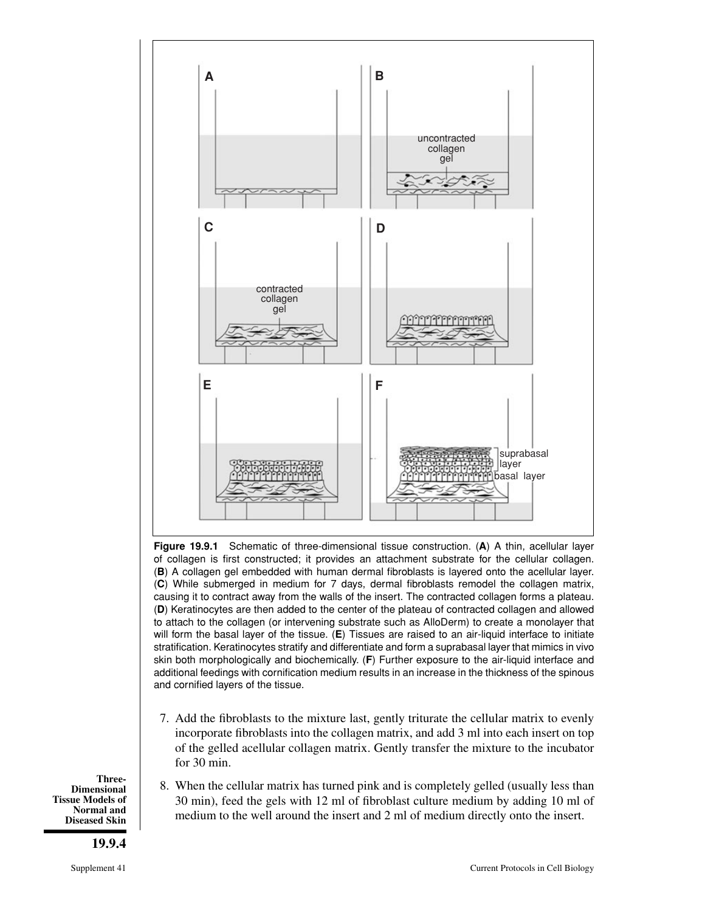**Figure 19.9.1** Schematic of three-dimensional tissue construction. (**A**) A thin, acellular layer of collagen is first constructed; it provides an attachment substrate for the cellular collagen. (**B**) A collagen gel embedded with human dermal fibroblasts is layered onto the acellular layer. (**C**) While submerged in medium for 7 days, dermal fibroblasts remodel the collagen matrix, causing it to contract away from the walls of the insert. The contracted collagen forms a plateau. (**D**) Keratinocytes are then added to the center of the plateau of contracted collagen and allowed to attach to the collagen (or intervening substrate such as AlloDerm) to create a monolayer that will form the basal layer of the tissue. (**E**) Tissues are raised to an air-liquid interface to initiate stratification. Keratinocytes stratify and differentiate and form a suprabasal layer that mimics in vivo skin both morphologically and biochemically. (**F**) Further exposure to the air-liquid interface and additional feedings with cornification medium results in an increase in the thickness of the spinous and cornified layers of the tissue.

7. Add the fibroblasts to the mixture last, gently triturate the cellular matrix to evenly incorporate fibroblasts into the collagen matrix, and add 3 ml into each insert on top of the gelled acellular collagen matrix. Gently transfer the mixture to the incubator for 30 min.

8. When the cellular matrix has turned pink and is completely gelled (usually less than 30 min), feed the gels with 12 ml of fibroblast culture medium by adding 10 ml of medium to the well around the insert and 2 ml of medium directly onto the insert.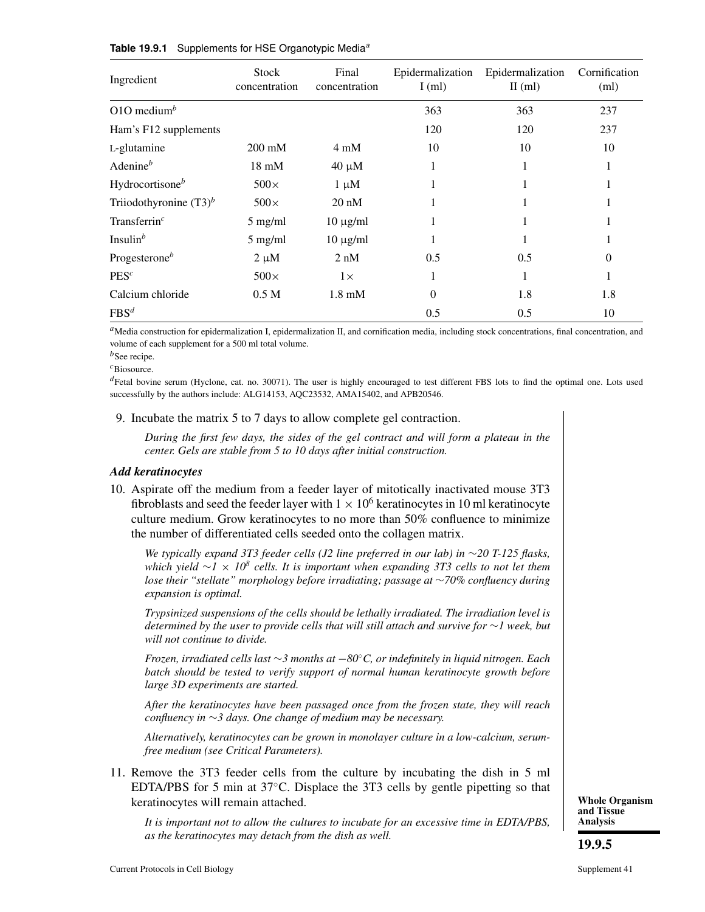**Table 19.9.1** Supplements for HSE Organotypic Media[a]

| Ingredient | Stock concentration | Final concentration | Epidermalization I (ml) | Epidermalization II (ml) | Cornification (ml) |
|---|---|---|---|---|---|
| O1O medium[b] | | | 363 | 363 | 237 |
| Ham's F12 supplements | | | 120 | 120 | 237 |
| L-glutamine | 200 mM | 4 mM | 10 | 10 | 10 |
| Adenine[b] | 18 mM | 40 μM | 1 | 1 | 1 |
| Hydrocortisone[b] | 500× | 1 μM | 1 | 1 | 1 |
| Triiodothyronine (T3)[b] | 500× | 20 nM | 1 | 1 | 1 |
| Transferrin[c] | 5 mg/ml | 10 μg/ml | 1 | 1 | 1 |
| Insulin[b] | 5 mg/ml | 10 μg/ml | 1 | 1 | 1 |
| Progesterone[b] | 2 μM | 2 nM | 0.5 | 0.5 | 0 |
| PES[c] | 500× | 1× | 1 | 1 | 1 |
| Calcium chloride | 0.5 M | 1.8 mM | 0 | 1.8 | 1.8 |
| FBS[d] | | | 0.5 | 0.5 | 10 |

[a]Media construction for epidermalization I, epidermalization II, and cornification media, including stock concentrations, final concentration, and volume of each supplement for a 500 ml total volume.

[b]See recipe.

[c]Biosource.

[d]Fetal bovine serum (Hyclone, cat. no. 30071). The user is highly encouraged to test different FBS lots to find the optimal one. Lots used successfully by the authors include: ALG14153, AQC23532, AMA15402, and APB20546.

9. Incubate the matrix 5 to 7 days to allow complete gel contraction.

   *During the first few days, the sides of the gel contract and will form a plateau in the center. Gels are stable from 5 to 10 days after initial construction.*

***Add keratinocytes***

10. Aspirate off the medium from a feeder layer of mitotically inactivated mouse 3T3 fibroblasts and seed the feeder layer with $1 \times 10^6$ keratinocytes in 10 ml keratinocyte culture medium. Grow keratinocytes to no more than 50% confluence to minimize the number of differentiated cells seeded onto the collagen matrix.

    *We typically expand 3T3 feeder cells (J2 line preferred in our lab) in ∼20 T-125 flasks, which yield ∼$1 \times 10^8$ cells. It is important when expanding 3T3 cells to not let them lose their "stellate" morphology before irradiating; passage at ∼70% confluency during expansion is optimal.*

    *Trypsinized suspensions of the cells should be lethally irradiated. The irradiation level is determined by the user to provide cells that will still attach and survive for ∼1 week, but will not continue to divide.*

    *Frozen, irradiated cells last ∼3 months at −80°C, or indefinitely in liquid nitrogen. Each batch should be tested to verify support of normal human keratinocyte growth before large 3D experiments are started.*

    *After the keratinocytes have been passaged once from the frozen state, they will reach confluency in ∼3 days. One change of medium may be necessary.*

    *Alternatively, keratinocytes can be grown in monolayer culture in a low-calcium, serum-free medium (see Critical Parameters).*

11. Remove the 3T3 feeder cells from the culture by incubating the dish in 5 ml EDTA/PBS for 5 min at 37°C. Displace the 3T3 cells by gentle pipetting so that keratinocytes will remain attached.

    *It is important not to allow the cultures to incubate for an excessive time in EDTA/PBS, as the keratinocytes may detach from the dish as well.*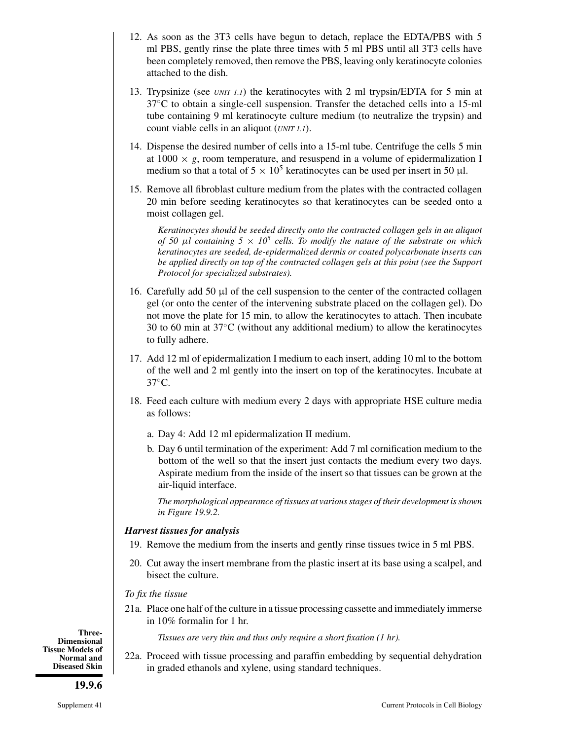12. As soon as the 3T3 cells have begun to detach, replace the EDTA/PBS with 5 ml PBS, gently rinse the plate three times with 5 ml PBS until all 3T3 cells have been completely removed, then remove the PBS, leaving only keratinocyte colonies attached to the dish.

13. Trypsinize (see *UNIT 1.1*) the keratinocytes with 2 ml trypsin/EDTA for 5 min at 37°C to obtain a single-cell suspension. Transfer the detached cells into a 15-ml tube containing 9 ml keratinocyte culture medium (to neutralize the trypsin) and count viable cells in an aliquot (*UNIT 1.1*).

14. Dispense the desired number of cells into a 15-ml tube. Centrifuge the cells 5 min at 1000 × *g*, room temperature, and resuspend in a volume of epidermalization I medium so that a total of $5 \times 10^5$ keratinocytes can be used per insert in 50 µl.

15. Remove all fibroblast culture medium from the plates with the contracted collagen 20 min before seeding keratinocytes so that keratinocytes can be seeded onto a moist collagen gel.

    *Keratinocytes should be seeded directly onto the contracted collagen gels in an aliquot of 50 µl containing $5 \times 10^5$ cells. To modify the nature of the substrate on which keratinocytes are seeded, de-epidermalized dermis or coated polycarbonate inserts can be applied directly on top of the contracted collagen gels at this point (see the Support Protocol for specialized substrates).*

16. Carefully add 50 µl of the cell suspension to the center of the contracted collagen gel (or onto the center of the intervening substrate placed on the collagen gel). Do not move the plate for 15 min, to allow the keratinocytes to attach. Then incubate 30 to 60 min at 37°C (without any additional medium) to allow the keratinocytes to fully adhere.

17. Add 12 ml of epidermalization I medium to each insert, adding 10 ml to the bottom of the well and 2 ml gently into the insert on top of the keratinocytes. Incubate at 37°C.

18. Feed each culture with medium every 2 days with appropriate HSE culture media as follows:

    a. Day 4: Add 12 ml epidermalization II medium.

    b. Day 6 until termination of the experiment: Add 7 ml cornification medium to the bottom of the well so that the insert just contacts the medium every two days. Aspirate medium from the inside of the insert so that tissues can be grown at the air-liquid interface.

    *The morphological appearance of tissues at various stages of their development is shown in Figure 19.9.2.*

### *Harvest tissues for analysis*

19. Remove the medium from the inserts and gently rinse tissues twice in 5 ml PBS.

20. Cut away the insert membrane from the plastic insert at its base using a scalpel, and bisect the culture.

*To fix the tissue*

21a. Place one half of the culture in a tissue processing cassette and immediately immerse in 10% formalin for 1 hr.

    *Tissues are very thin and thus only require a short fixation (1 hr).*

22a. Proceed with tissue processing and paraffin embedding by sequential dehydration in graded ethanols and xylene, using standard techniques.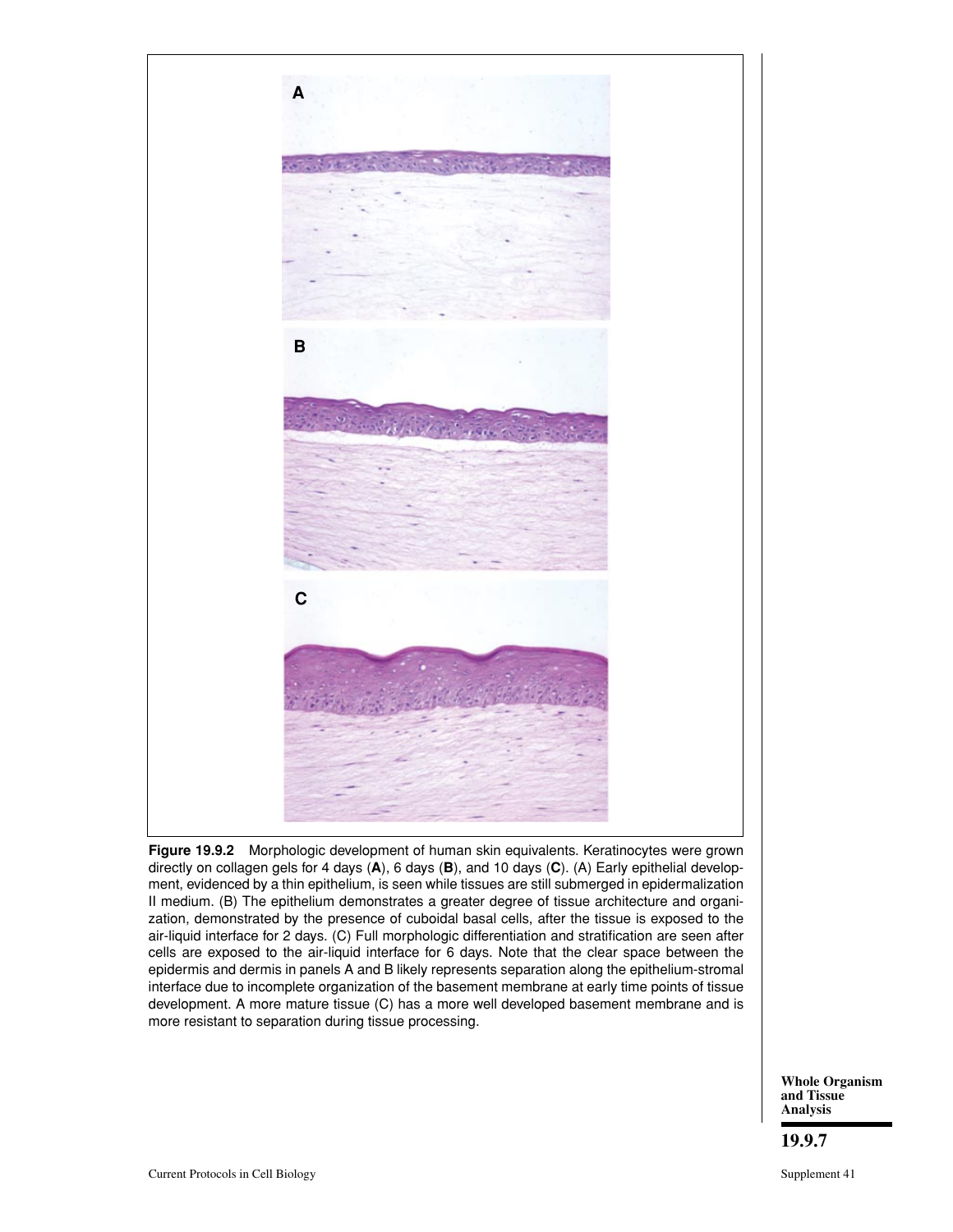**Figure 19.9.2** Morphologic development of human skin equivalents. Keratinocytes were grown directly on collagen gels for 4 days (**A**), 6 days (**B**), and 10 days (**C**). (A) Early epithelial development, evidenced by a thin epithelium, is seen while tissues are still submerged in epidermalization II medium. (B) The epithelium demonstrates a greater degree of tissue architecture and organization, demonstrated by the presence of cuboidal basal cells, after the tissue is exposed to the air-liquid interface for 2 days. (C) Full morphologic differentiation and stratification are seen after cells are exposed to the air-liquid interface for 6 days. Note that the clear space between the epidermis and dermis in panels A and B likely represents separation along the epithelium-stromal interface due to incomplete organization of the basement membrane at early time points of tissue development. A more mature tissue (C) has a more well developed basement membrane and is more resistant to separation during tissue processing.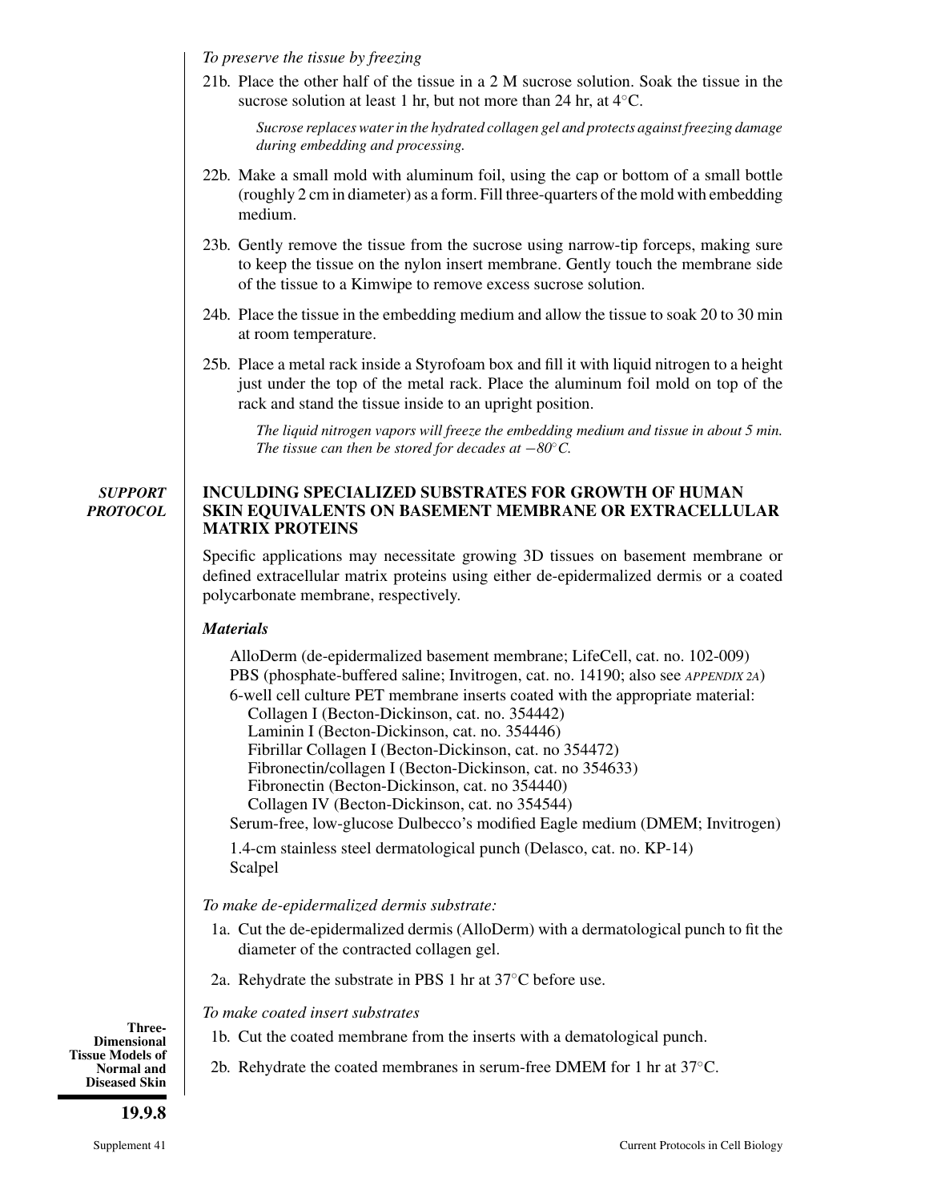*To preserve the tissue by freezing*

21b. Place the other half of the tissue in a 2 M sucrose solution. Soak the tissue in the sucrose solution at least 1 hr, but not more than 24 hr, at 4°C.

*Sucrose replaces water in the hydrated collagen gel and protects against freezing damage during embedding and processing.*

22b. Make a small mold with aluminum foil, using the cap or bottom of a small bottle (roughly 2 cm in diameter) as a form. Fill three-quarters of the mold with embedding medium.

23b. Gently remove the tissue from the sucrose using narrow-tip forceps, making sure to keep the tissue on the nylon insert membrane. Gently touch the membrane side of the tissue to a Kimwipe to remove excess sucrose solution.

24b. Place the tissue in the embedding medium and allow the tissue to soak 20 to 30 min at room temperature.

25b. Place a metal rack inside a Styrofoam box and fill it with liquid nitrogen to a height just under the top of the metal rack. Place the aluminum foil mold on top of the rack and stand the tissue inside to an upright position.

*The liquid nitrogen vapors will freeze the embedding medium and tissue in about 5 min. The tissue can then be stored for decades at −80°C.*

## SUPPORT PROTOCOL

## INCULDING SPECIALIZED SUBSTRATES FOR GROWTH OF HUMAN SKIN EQUIVALENTS ON BASEMENT MEMBRANE OR EXTRACELLULAR MATRIX PROTEINS

Specific applications may necessitate growing 3D tissues on basement membrane or defined extracellular matrix proteins using either de-epidermalized dermis or a coated polycarbonate membrane, respectively.

### *Materials*

AlloDerm (de-epidermalized basement membrane; LifeCell, cat. no. 102-009)
PBS (phosphate-buffered saline; Invitrogen, cat. no. 14190; also see *APPENDIX 2A*)
6-well cell culture PET membrane inserts coated with the appropriate material:
- Collagen I (Becton-Dickinson, cat. no. 354442)
- Laminin I (Becton-Dickinson, cat. no. 354446)
- Fibrillar Collagen I (Becton-Dickinson, cat. no 354472)
- Fibronectin/collagen I (Becton-Dickinson, cat. no 354633)
- Fibronectin (Becton-Dickinson, cat. no 354440)
- Collagen IV (Becton-Dickinson, cat. no 354544)

Serum-free, low-glucose Dulbecco's modified Eagle medium (DMEM; Invitrogen)

1.4-cm stainless steel dermatological punch (Delasco, cat. no. KP-14)
Scalpel

*To make de-epidermalized dermis substrate:*

1a. Cut the de-epidermalized dermis (AlloDerm) with a dermatological punch to fit the diameter of the contracted collagen gel.

2a. Rehydrate the substrate in PBS 1 hr at 37°C before use.

*To make coated insert substrates*

1b. Cut the coated membrane from the inserts with a dematological punch.

2b. Rehydrate the coated membranes in serum-free DMEM for 1 hr at 37°C.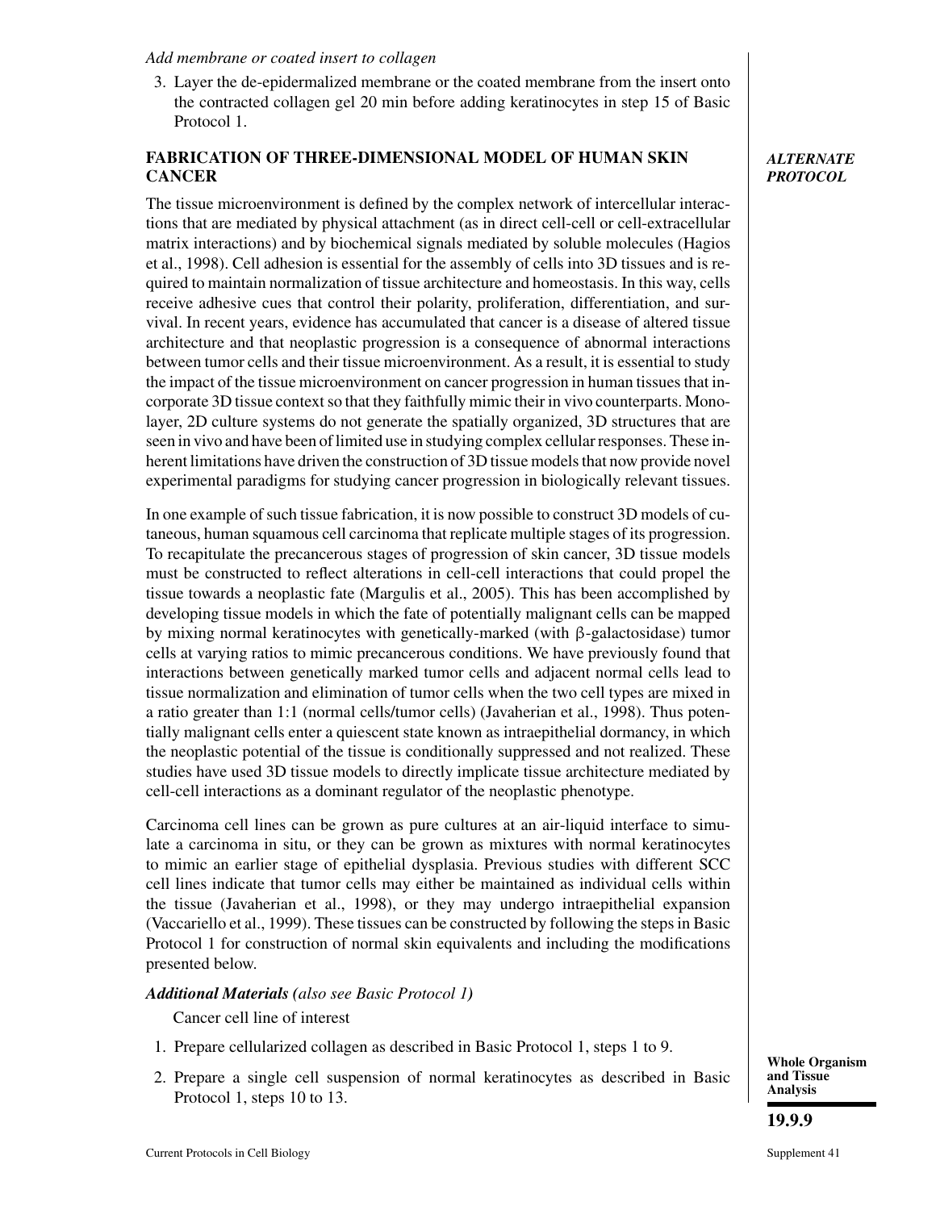*Add membrane or coated insert to collagen*

3. Layer the de-epidermalized membrane or the coated membrane from the insert onto the contracted collagen gel 20 min before adding keratinocytes in step 15 of Basic Protocol 1.

## FABRICATION OF THREE-DIMENSIONAL MODEL OF HUMAN SKIN CANCER

***ALTERNATE PROTOCOL***

The tissue microenvironment is defined by the complex network of intercellular interactions that are mediated by physical attachment (as in direct cell-cell or cell-extracellular matrix interactions) and by biochemical signals mediated by soluble molecules (Hagios et al., 1998). Cell adhesion is essential for the assembly of cells into 3D tissues and is required to maintain normalization of tissue architecture and homeostasis. In this way, cells receive adhesive cues that control their polarity, proliferation, differentiation, and survival. In recent years, evidence has accumulated that cancer is a disease of altered tissue architecture and that neoplastic progression is a consequence of abnormal interactions between tumor cells and their tissue microenvironment. As a result, it is essential to study the impact of the tissue microenvironment on cancer progression in human tissues that incorporate 3D tissue context so that they faithfully mimic their in vivo counterparts. Monolayer, 2D culture systems do not generate the spatially organized, 3D structures that are seen in vivo and have been of limited use in studying complex cellular responses. These inherent limitations have driven the construction of 3D tissue models that now provide novel experimental paradigms for studying cancer progression in biologically relevant tissues.

In one example of such tissue fabrication, it is now possible to construct 3D models of cutaneous, human squamous cell carcinoma that replicate multiple stages of its progression. To recapitulate the precancerous stages of progression of skin cancer, 3D tissue models must be constructed to reflect alterations in cell-cell interactions that could propel the tissue towards a neoplastic fate (Margulis et al., 2005). This has been accomplished by developing tissue models in which the fate of potentially malignant cells can be mapped by mixing normal keratinocytes with genetically-marked (with β-galactosidase) tumor cells at varying ratios to mimic precancerous conditions. We have previously found that interactions between genetically marked tumor cells and adjacent normal cells lead to tissue normalization and elimination of tumor cells when the two cell types are mixed in a ratio greater than 1:1 (normal cells/tumor cells) (Javaherian et al., 1998). Thus potentially malignant cells enter a quiescent state known as intraepithelial dormancy, in which the neoplastic potential of the tissue is conditionally suppressed and not realized. These studies have used 3D tissue models to directly implicate tissue architecture mediated by cell-cell interactions as a dominant regulator of the neoplastic phenotype.

Carcinoma cell lines can be grown as pure cultures at an air-liquid interface to simulate a carcinoma in situ, or they can be grown as mixtures with normal keratinocytes to mimic an earlier stage of epithelial dysplasia. Previous studies with different SCC cell lines indicate that tumor cells may either be maintained as individual cells within the tissue (Javaherian et al., 1998), or they may undergo intraepithelial expansion (Vaccariello et al., 1999). These tissues can be constructed by following the steps in Basic Protocol 1 for construction of normal skin equivalents and including the modifications presented below.

***Additional Materials** (also see Basic Protocol 1)*

Cancer cell line of interest

1. Prepare cellularized collagen as described in Basic Protocol 1, steps 1 to 9.
2. Prepare a single cell suspension of normal keratinocytes as described in Basic Protocol 1, steps 10 to 13.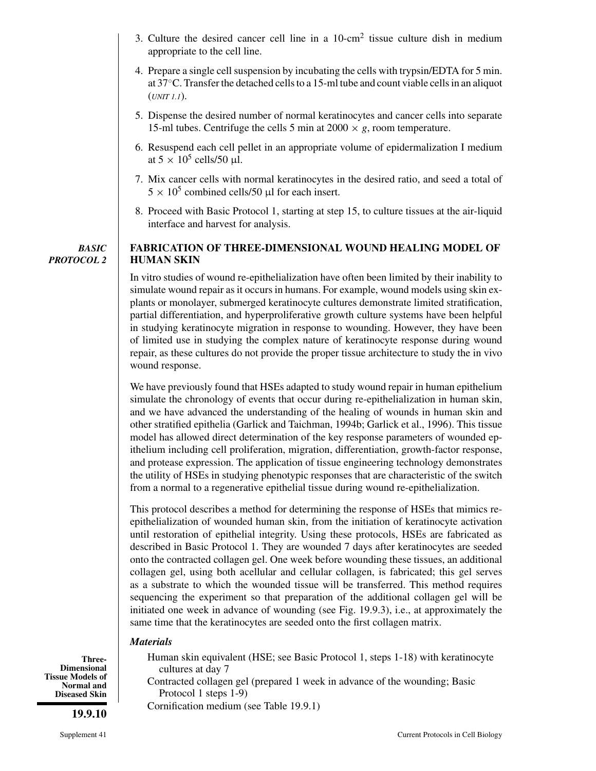3. Culture the desired cancer cell line in a 10-$cm^2$ tissue culture dish in medium appropriate to the cell line.

4. Prepare a single cell suspension by incubating the cells with trypsin/EDTA for 5 min. at 37°C. Transfer the detached cells to a 15-ml tube and count viable cells in an aliquot (*UNIT 1.1*).

5. Dispense the desired number of normal keratinocytes and cancer cells into separate 15-ml tubes. Centrifuge the cells 5 min at $2000 \times g$, room temperature.

6. Resuspend each cell pellet in an appropriate volume of epidermalization I medium at $5 \times 10^5$ cells/50 μl.

7. Mix cancer cells with normal keratinocytes in the desired ratio, and seed a total of $5 \times 10^5$ combined cells/50 μl for each insert.

8. Proceed with Basic Protocol 1, starting at step 15, to culture tissues at the air-liquid interface and harvest for analysis.

## *BASIC PROTOCOL 2*

## FABRICATION OF THREE-DIMENSIONAL WOUND HEALING MODEL OF HUMAN SKIN

In vitro studies of wound re-epithelialization have often been limited by their inability to simulate wound repair as it occurs in humans. For example, wound models using skin explants or monolayer, submerged keratinocyte cultures demonstrate limited stratification, partial differentiation, and hyperproliferative growth culture systems have been helpful in studying keratinocyte migration in response to wounding. However, they have been of limited use in studying the complex nature of keratinocyte response during wound repair, as these cultures do not provide the proper tissue architecture to study the in vivo wound response.

We have previously found that HSEs adapted to study wound repair in human epithelium simulate the chronology of events that occur during re-epithelialization in human skin, and we have advanced the understanding of the healing of wounds in human skin and other stratified epithelia (Garlick and Taichman, 1994b; Garlick et al., 1996). This tissue model has allowed direct determination of the key response parameters of wounded epithelium including cell proliferation, migration, differentiation, growth-factor response, and protease expression. The application of tissue engineering technology demonstrates the utility of HSEs in studying phenotypic responses that are characteristic of the switch from a normal to a regenerative epithelial tissue during wound re-epithelialization.

This protocol describes a method for determining the response of HSEs that mimics re-epithelialization of wounded human skin, from the initiation of keratinocyte activation until restoration of epithelial integrity. Using these protocols, HSEs are fabricated as described in Basic Protocol 1. They are wounded 7 days after keratinocytes are seeded onto the contracted collagen gel. One week before wounding these tissues, an additional collagen gel, using both acellular and cellular collagen, is fabricated; this gel serves as a substrate to which the wounded tissue will be transferred. This method requires sequencing the experiment so that preparation of the additional collagen gel will be initiated one week in advance of wounding (see Fig. 19.9.3), i.e., at approximately the same time that the keratinocytes are seeded onto the first collagen matrix.

### *Materials*

Human skin equivalent (HSE; see Basic Protocol 1, steps 1-18) with keratinocyte cultures at day 7

Contracted collagen gel (prepared 1 week in advance of the wounding; Basic Protocol 1 steps 1-9)

Cornification medium (see Table 19.9.1)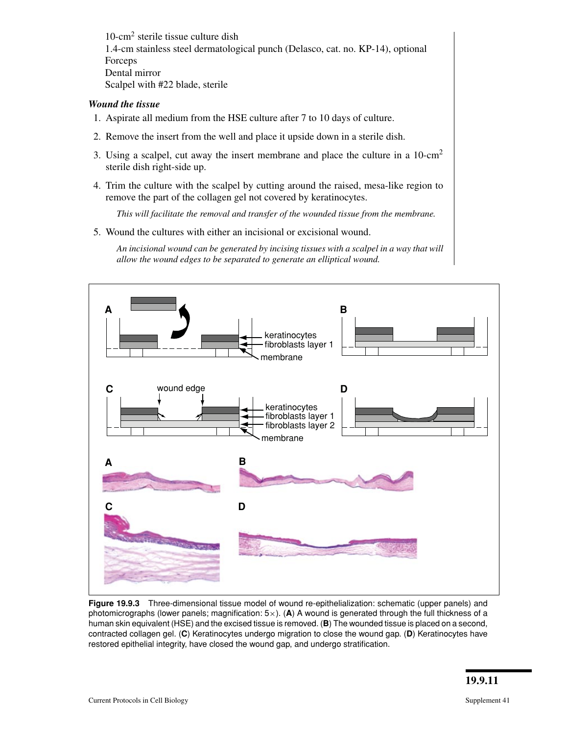10-cm$^2$ sterile tissue culture dish
1.4-cm stainless steel dermatological punch (Delasco, cat. no. KP-14), optional
Forceps
Dental mirror
Scalpel with #22 blade, sterile

***Wound the tissue***

1. Aspirate all medium from the HSE culture after 7 to 10 days of culture.
2. Remove the insert from the well and place it upside down in a sterile dish.
3. Using a scalpel, cut away the insert membrane and place the culture in a 10-cm$^2$ sterile dish right-side up.
4. Trim the culture with the scalpel by cutting around the raised, mesa-like region to remove the part of the collagen gel not covered by keratinocytes.

   *This will facilitate the removal and transfer of the wounded tissue from the membrane.*

5. Wound the cultures with either an incisional or excisional wound.

   *An incisional wound can be generated by incising tissues with a scalpel in a way that will allow the wound edges to be separated to generate an elliptical wound.*

**Figure 19.9.3** Three-dimensional tissue model of wound re-epithelialization: schematic (upper panels) and photomicrographs (lower panels; magnification: 5×). (**A**) A wound is generated through the full thickness of a human skin equivalent (HSE) and the excised tissue is removed. (**B**) The wounded tissue is placed on a second, contracted collagen gel. (**C**) Keratinocytes undergo migration to close the wound gap. (**D**) Keratinocytes have restored epithelial integrity, have closed the wound gap, and undergo stratification.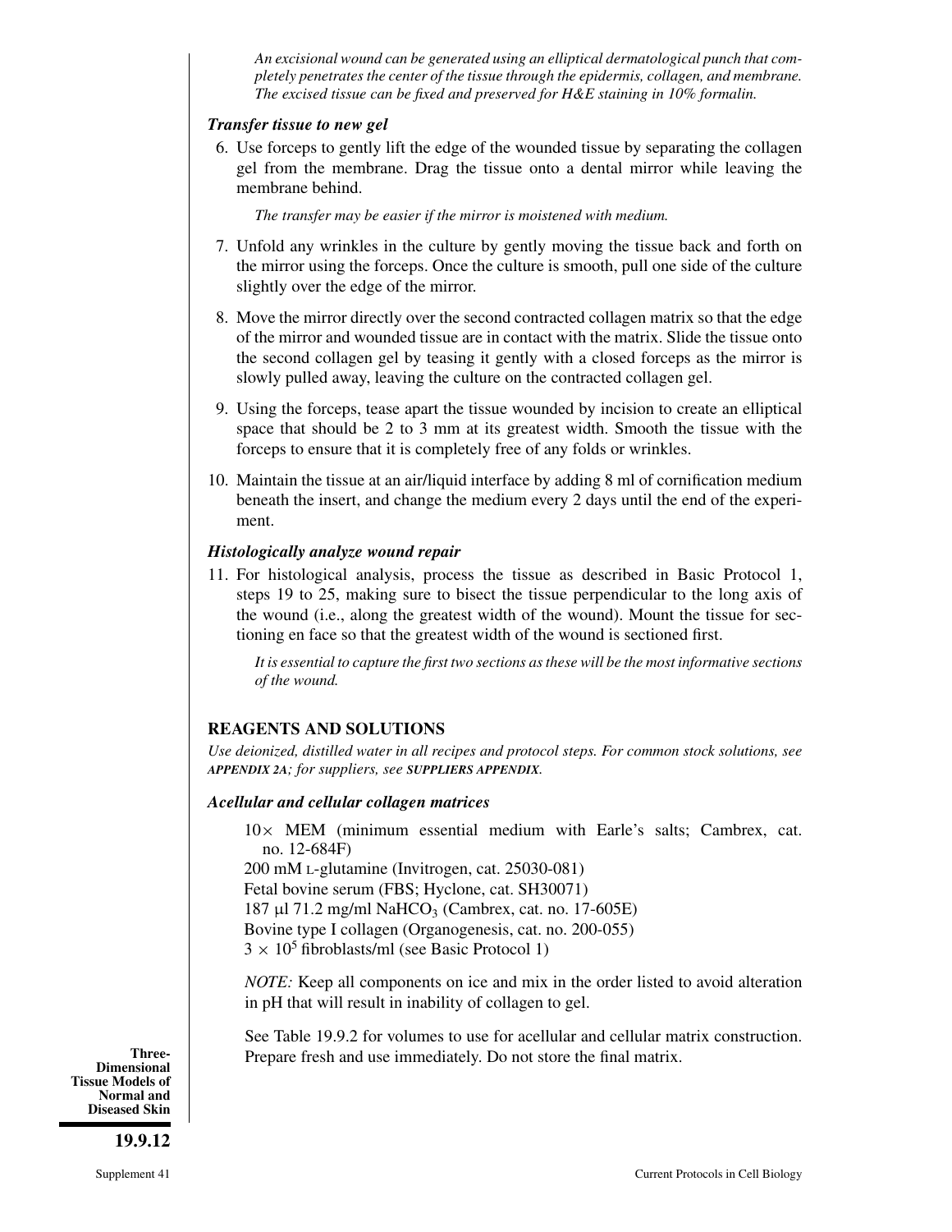*An excisional wound can be generated using an elliptical dermatological punch that completely penetrates the center of the tissue through the epidermis, collagen, and membrane. The excised tissue can be fixed and preserved for H&E staining in 10% formalin.*

### *Transfer tissue to new gel*

6. Use forceps to gently lift the edge of the wounded tissue by separating the collagen gel from the membrane. Drag the tissue onto a dental mirror while leaving the membrane behind.

   *The transfer may be easier if the mirror is moistened with medium.*

7. Unfold any wrinkles in the culture by gently moving the tissue back and forth on the mirror using the forceps. Once the culture is smooth, pull one side of the culture slightly over the edge of the mirror.

8. Move the mirror directly over the second contracted collagen matrix so that the edge of the mirror and wounded tissue are in contact with the matrix. Slide the tissue onto the second collagen gel by teasing it gently with a closed forceps as the mirror is slowly pulled away, leaving the culture on the contracted collagen gel.

9. Using the forceps, tease apart the tissue wounded by incision to create an elliptical space that should be 2 to 3 mm at its greatest width. Smooth the tissue with the forceps to ensure that it is completely free of any folds or wrinkles.

10. Maintain the tissue at an air/liquid interface by adding 8 ml of cornification medium beneath the insert, and change the medium every 2 days until the end of the experiment.

### *Histologically analyze wound repair*

11. For histological analysis, process the tissue as described in Basic Protocol 1, steps 19 to 25, making sure to bisect the tissue perpendicular to the long axis of the wound (i.e., along the greatest width of the wound). Mount the tissue for sectioning en face so that the greatest width of the wound is sectioned first.

    *It is essential to capture the first two sections as these will be the most informative sections of the wound.*

## REAGENTS AND SOLUTIONS

*Use deionized, distilled water in all recipes and protocol steps. For common stock solutions, see* ***APPENDIX 2A****; for suppliers, see* ***SUPPLIERS APPENDIX****.*

### *Acellular and cellular collagen matrices*

10× MEM (minimum essential medium with Earle's salts; Cambrex, cat. no. 12-684F)
200 mM L-glutamine (Invitrogen, cat. 25030-081)
Fetal bovine serum (FBS; Hyclone, cat. SH30071)
187 μl 71.2 mg/ml $NaHCO_3$ (Cambrex, cat. no. 17-605E)
Bovine type I collagen (Organogenesis, cat. no. 200-055)
$3 \times 10^5$ fibroblasts/ml (see Basic Protocol 1)

*NOTE:* Keep all components on ice and mix in the order listed to avoid alteration in pH that will result in inability of collagen to gel.

See Table 19.9.2 for volumes to use for acellular and cellular matrix construction. Prepare fresh and use immediately. Do not store the final matrix.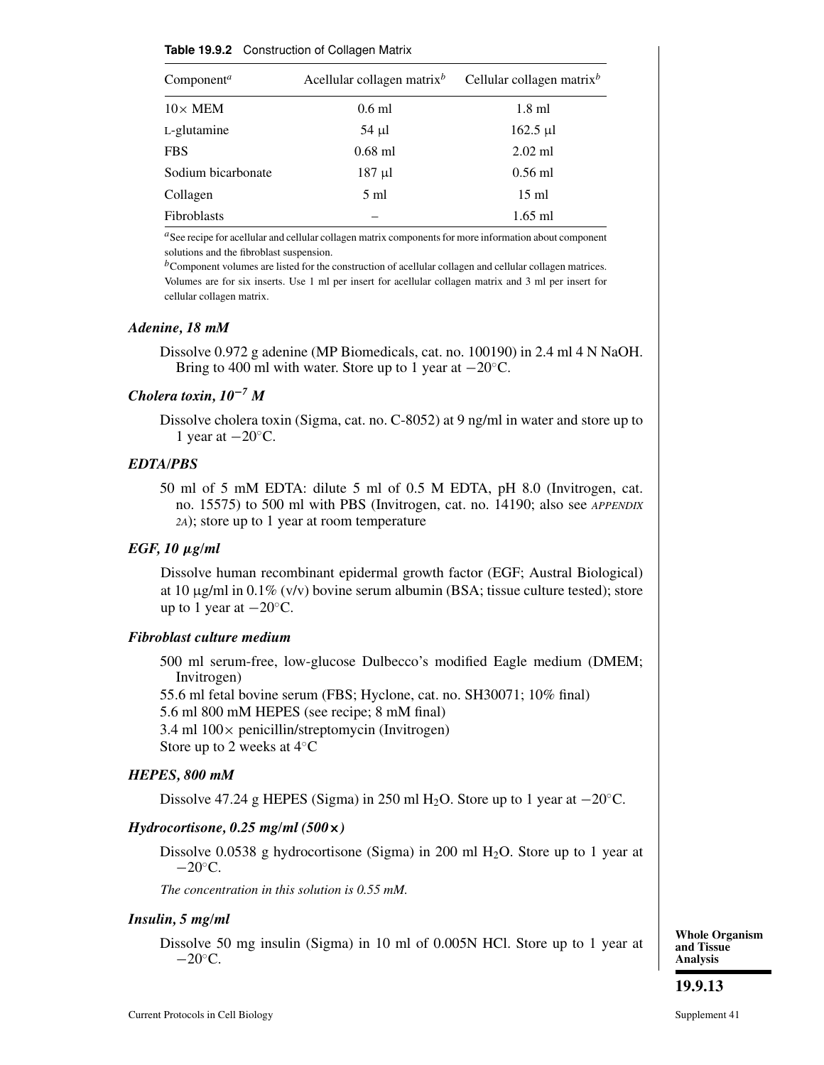**Table 19.9.2** Construction of Collagen Matrix

| Component[a] | Acellular collagen matrix[b] | Cellular collagen matrix[b] |
|---|---|---|
| 10× MEM | 0.6 ml | 1.8 ml |
| L-glutamine | 54 µl | 162.5 µl |
| FBS | 0.68 ml | 2.02 ml |
| Sodium bicarbonate | 187 µl | 0.56 ml |
| Collagen | 5 ml | 15 ml |
| Fibroblasts | – | 1.65 ml |

[a]See recipe for acellular and cellular collagen matrix components for more information about component solutions and the fibroblast suspension.

[b]Component volumes are listed for the construction of acellular collagen and cellular collagen matrices. Volumes are for six inserts. Use 1 ml per insert for acellular collagen matrix and 3 ml per insert for cellular collagen matrix.

### *Adenine, 18 mM*

Dissolve 0.972 g adenine (MP Biomedicals, cat. no. 100190) in 2.4 ml 4 N NaOH. Bring to 400 ml with water. Store up to 1 year at −20°C.

### *Cholera toxin, $10^{-7}$ M*

Dissolve cholera toxin (Sigma, cat. no. C-8052) at 9 ng/ml in water and store up to 1 year at −20°C.

### *EDTA/PBS*

50 ml of 5 mM EDTA: dilute 5 ml of 0.5 M EDTA, pH 8.0 (Invitrogen, cat. no. 15575) to 500 ml with PBS (Invitrogen, cat. no. 14190; also see *APPENDIX 2A*); store up to 1 year at room temperature

### *EGF, 10 µg/ml*

Dissolve human recombinant epidermal growth factor (EGF; Austral Biological) at 10 µg/ml in 0.1% (v/v) bovine serum albumin (BSA; tissue culture tested); store up to 1 year at −20°C.

### *Fibroblast culture medium*

500 ml serum-free, low-glucose Dulbecco's modified Eagle medium (DMEM; Invitrogen)
55.6 ml fetal bovine serum (FBS; Hyclone, cat. no. SH30071; 10% final)
5.6 ml 800 mM HEPES (see recipe; 8 mM final)
3.4 ml 100× penicillin/streptomycin (Invitrogen)
Store up to 2 weeks at 4°C

### *HEPES, 800 mM*

Dissolve 47.24 g HEPES (Sigma) in 250 ml $H_2O$. Store up to 1 year at −20°C.

### *Hydrocortisone, 0.25 mg/ml (500×)*

Dissolve 0.0538 g hydrocortisone (Sigma) in 200 ml $H_2O$. Store up to 1 year at −20°C.

*The concentration in this solution is 0.55 mM.*

### *Insulin, 5 mg/ml*

Dissolve 50 mg insulin (Sigma) in 10 ml of 0.005N HCl. Store up to 1 year at −20°C.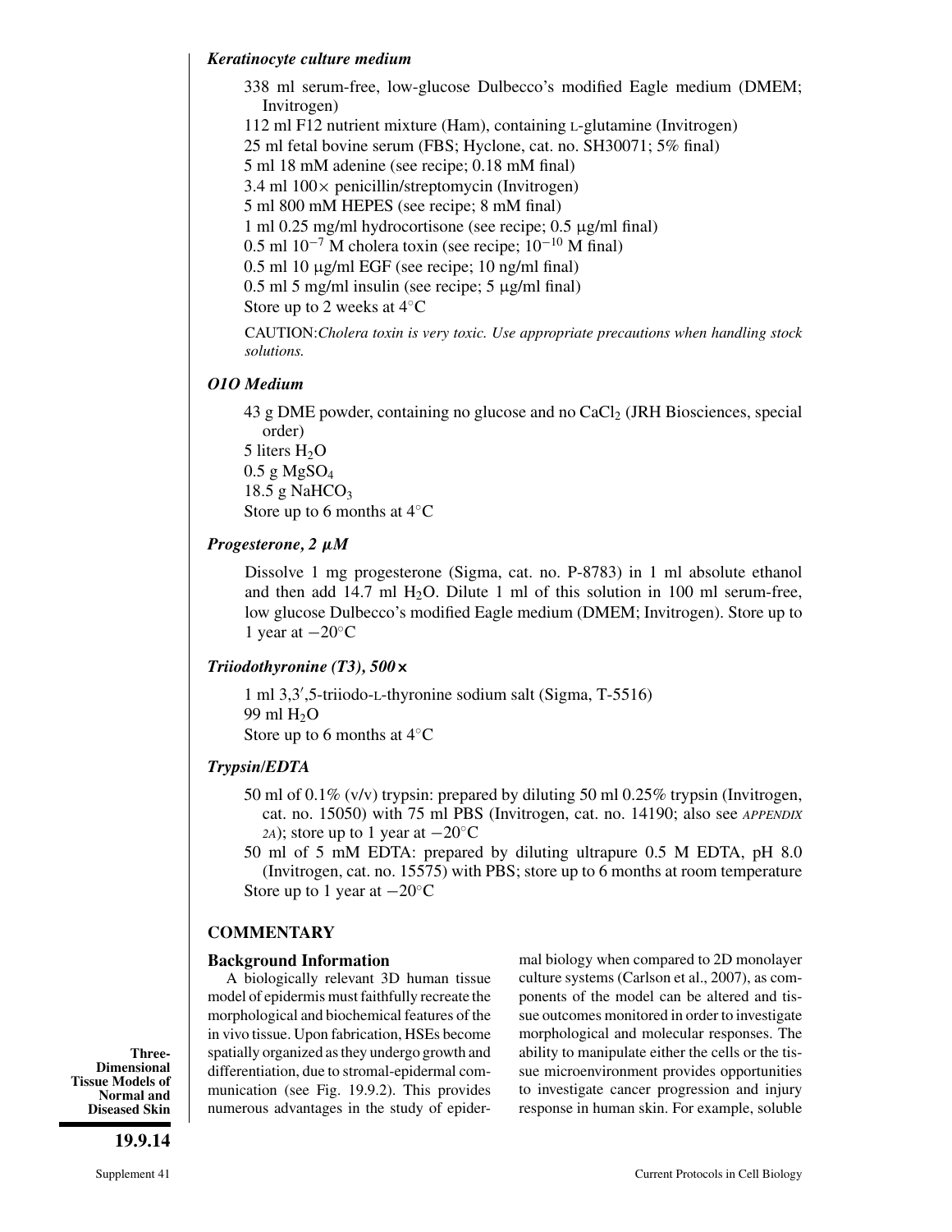#### *Keratinocyte culture medium*

338 ml serum-free, low-glucose Dulbecco's modified Eagle medium (DMEM; Invitrogen)
112 ml F12 nutrient mixture (Ham), containing L-glutamine (Invitrogen)
25 ml fetal bovine serum (FBS; Hyclone, cat. no. SH30071; 5% final)
5 ml 18 mM adenine (see recipe; 0.18 mM final)
3.4 ml 100× penicillin/streptomycin (Invitrogen)
5 ml 800 mM HEPES (see recipe; 8 mM final)
1 ml 0.25 mg/ml hydrocortisone (see recipe; 0.5 μg/ml final)
0.5 ml $10^{-7}$ M cholera toxin (see recipe; $10^{-10}$ M final)
0.5 ml 10 μg/ml EGF (see recipe; 10 ng/ml final)
0.5 ml 5 mg/ml insulin (see recipe; 5 μg/ml final)
Store up to 2 weeks at 4°C

CAUTION: *Cholera toxin is very toxic. Use appropriate precautions when handling stock solutions.*

#### *O1O Medium*

43 g DME powder, containing no glucose and no $CaCl_2$ (JRH Biosciences, special order)
5 liters $H_2O$
0.5 g $MgSO_4$
18.5 g $NaHCO_3$
Store up to 6 months at 4°C

#### *Progesterone, 2 μM*

Dissolve 1 mg progesterone (Sigma, cat. no. P-8783) in 1 ml absolute ethanol and then add 14.7 ml $H_2O$. Dilute 1 ml of this solution in 100 ml serum-free, low glucose Dulbecco's modified Eagle medium (DMEM; Invitrogen). Store up to 1 year at −20°C

#### *Triiodothyronine (T3), 500×*

1 ml 3,3′,5-triiodo-L-thyronine sodium salt (Sigma, T-5516)
99 ml $H_2O$
Store up to 6 months at 4°C

#### *Trypsin/EDTA*

50 ml of 0.1% (v/v) trypsin: prepared by diluting 50 ml 0.25% trypsin (Invitrogen, cat. no. 15050) with 75 ml PBS (Invitrogen, cat. no. 14190; also see *APPENDIX 2A*); store up to 1 year at −20°C
50 ml of 5 mM EDTA: prepared by diluting ultrapure 0.5 M EDTA, pH 8.0 (Invitrogen, cat. no. 15575) with PBS; store up to 6 months at room temperature
Store up to 1 year at −20°C

## COMMENTARY

### Background Information

A biologically relevant 3D human tissue model of epidermis must faithfully recreate the morphological and biochemical features of the in vivo tissue. Upon fabrication, HSEs become spatially organized as they undergo growth and differentiation, due to stromal-epidermal communication (see Fig. 19.9.2). This provides numerous advantages in the study of epidermal biology when compared to 2D monolayer culture systems (Carlson et al., 2007), as components of the model can be altered and tissue outcomes monitored in order to investigate morphological and molecular responses. The ability to manipulate either the cells or the tissue microenvironment provides opportunities to investigate cancer progression and injury response in human skin. For example, soluble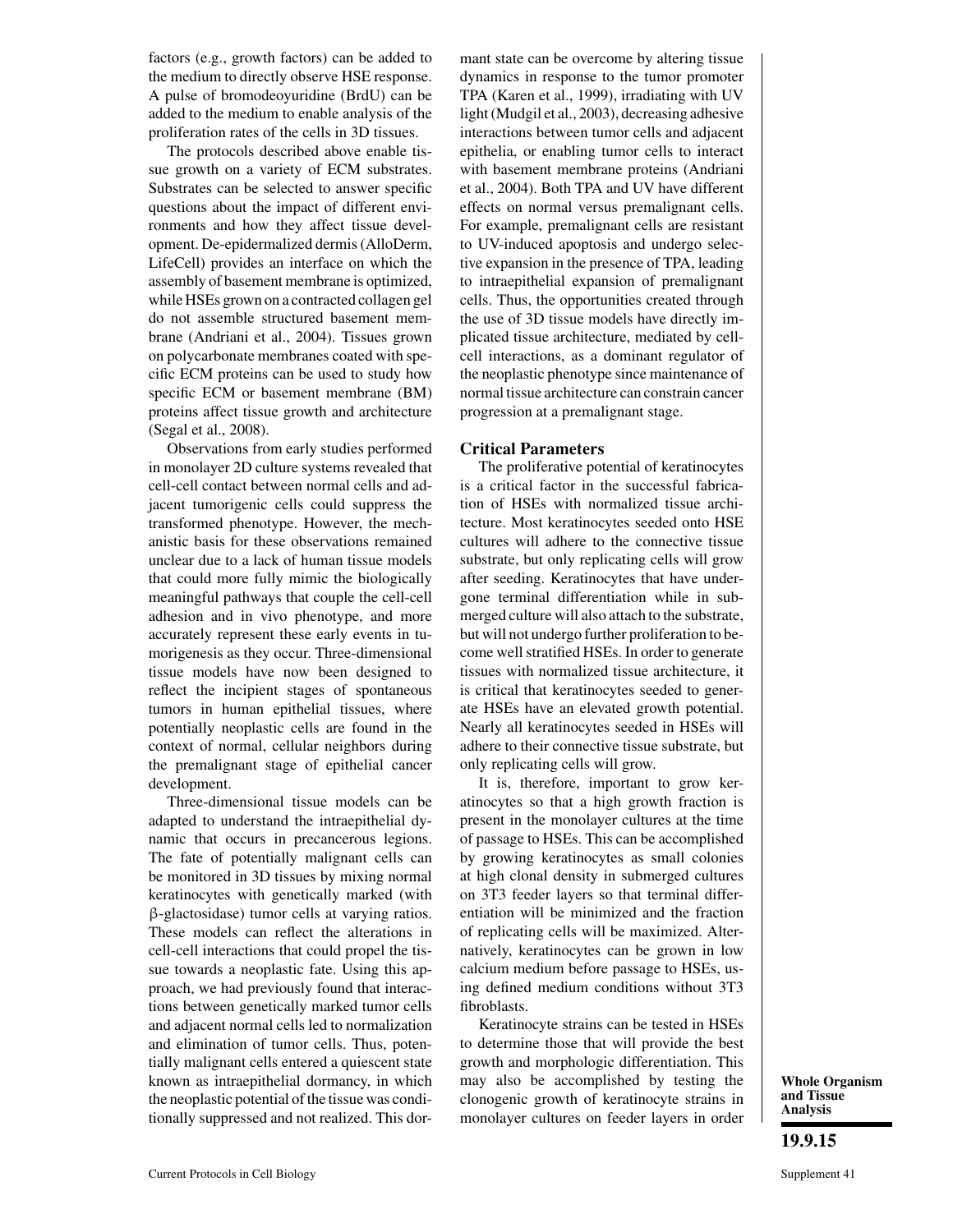factors (e.g., growth factors) can be added to the medium to directly observe HSE response. A pulse of bromodeoyuridine (BrdU) can be added to the medium to enable analysis of the proliferation rates of the cells in 3D tissues.

The protocols described above enable tissue growth on a variety of ECM substrates. Substrates can be selected to answer specific questions about the impact of different environments and how they affect tissue development. De-epidermalized dermis (AlloDerm, LifeCell) provides an interface on which the assembly of basement membrane is optimized, while HSEs grown on a contracted collagen gel do not assemble structured basement membrane (Andriani et al., 2004). Tissues grown on polycarbonate membranes coated with specific ECM proteins can be used to study how specific ECM or basement membrane (BM) proteins affect tissue growth and architecture (Segal et al., 2008).

Observations from early studies performed in monolayer 2D culture systems revealed that cell-cell contact between normal cells and adjacent tumorigenic cells could suppress the transformed phenotype. However, the mechanistic basis for these observations remained unclear due to a lack of human tissue models that could more fully mimic the biologically meaningful pathways that couple the cell-cell adhesion and in vivo phenotype, and more accurately represent these early events in tumorigenesis as they occur. Three-dimensional tissue models have now been designed to reflect the incipient stages of spontaneous tumors in human epithelial tissues, where potentially neoplastic cells are found in the context of normal, cellular neighbors during the premalignant stage of epithelial cancer development.

Three-dimensional tissue models can be adapted to understand the intraepithelial dynamic that occurs in precancerous legions. The fate of potentially malignant cells can be monitored in 3D tissues by mixing normal keratinocytes with genetically marked (with β-glactosidase) tumor cells at varying ratios. These models can reflect the alterations in cell-cell interactions that could propel the tissue towards a neoplastic fate. Using this approach, we had previously found that interactions between genetically marked tumor cells and adjacent normal cells led to normalization and elimination of tumor cells. Thus, potentially malignant cells entered a quiescent state known as intraepithelial dormancy, in which the neoplastic potential of the tissue was conditionally suppressed and not realized. This dormant state can be overcome by altering tissue dynamics in response to the tumor promoter TPA (Karen et al., 1999), irradiating with UV light (Mudgil et al., 2003), decreasing adhesive interactions between tumor cells and adjacent epithelia, or enabling tumor cells to interact with basement membrane proteins (Andriani et al., 2004). Both TPA and UV have different effects on normal versus premalignant cells. For example, premalignant cells are resistant to UV-induced apoptosis and undergo selective expansion in the presence of TPA, leading to intraepithelial expansion of premalignant cells. Thus, the opportunities created through the use of 3D tissue models have directly implicated tissue architecture, mediated by cell-cell interactions, as a dominant regulator of the neoplastic phenotype since maintenance of normal tissue architecture can constrain cancer progression at a premalignant stage.

## Critical Parameters

The proliferative potential of keratinocytes is a critical factor in the successful fabrication of HSEs with normalized tissue architecture. Most keratinocytes seeded onto HSE cultures will adhere to the connective tissue substrate, but only replicating cells will grow after seeding. Keratinocytes that have undergone terminal differentiation while in submerged culture will also attach to the substrate, but will not undergo further proliferation to become well stratified HSEs. In order to generate tissues with normalized tissue architecture, it is critical that keratinocytes seeded to generate HSEs have an elevated growth potential. Nearly all keratinocytes seeded in HSEs will adhere to their connective tissue substrate, but only replicating cells will grow.

It is, therefore, important to grow keratinocytes so that a high growth fraction is present in the monolayer cultures at the time of passage to HSEs. This can be accomplished by growing keratinocytes as small colonies at high clonal density in submerged cultures on 3T3 feeder layers so that terminal differentiation will be minimized and the fraction of replicating cells will be maximized. Alternatively, keratinocytes can be grown in low calcium medium before passage to HSEs, using defined medium conditions without 3T3 fibroblasts.

Keratinocyte strains can be tested in HSEs to determine those that will provide the best growth and morphologic differentiation. This may also be accomplished by testing the clonogenic growth of keratinocyte strains in monolayer cultures on feeder layers in order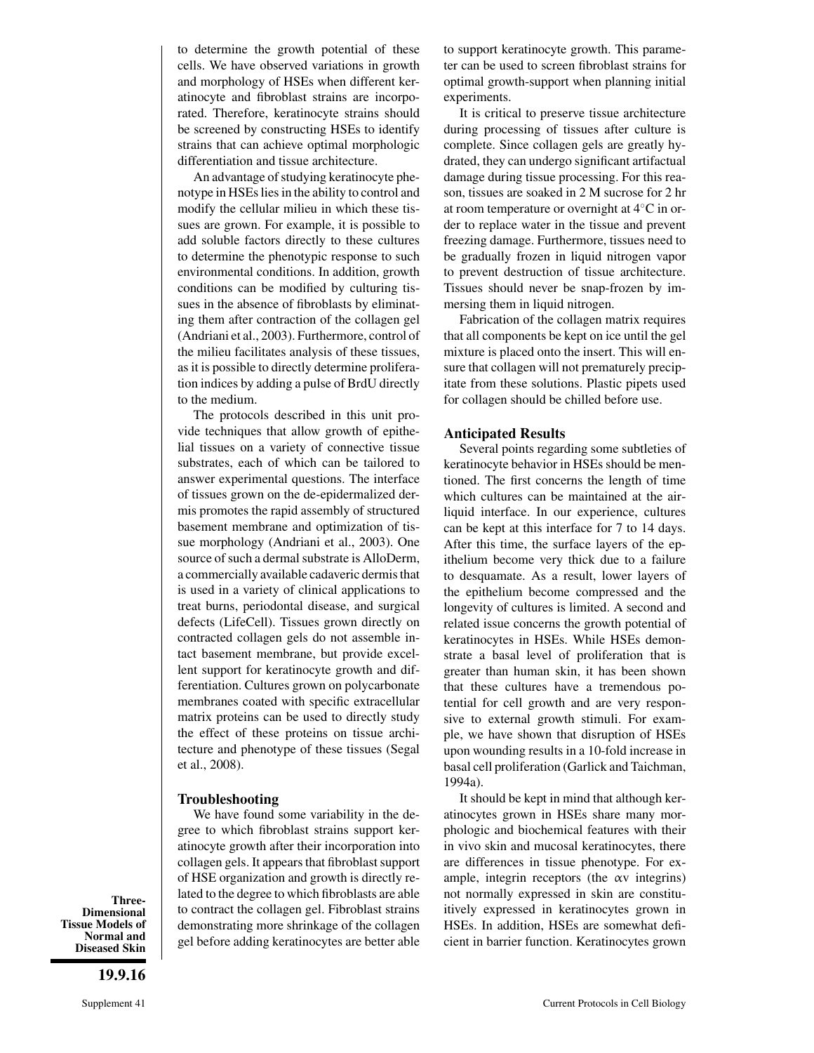to determine the growth potential of these cells. We have observed variations in growth and morphology of HSEs when different keratinocyte and fibroblast strains are incorporated. Therefore, keratinocyte strains should be screened by constructing HSEs to identify strains that can achieve optimal morphologic differentiation and tissue architecture.

An advantage of studying keratinocyte phenotype in HSEs lies in the ability to control and modify the cellular milieu in which these tissues are grown. For example, it is possible to add soluble factors directly to these cultures to determine the phenotypic response to such environmental conditions. In addition, growth conditions can be modified by culturing tissues in the absence of fibroblasts by eliminating them after contraction of the collagen gel (Andriani et al., 2003). Furthermore, control of the milieu facilitates analysis of these tissues, as it is possible to directly determine proliferation indices by adding a pulse of BrdU directly to the medium.

The protocols described in this unit provide techniques that allow growth of epithelial tissues on a variety of connective tissue substrates, each of which can be tailored to answer experimental questions. The interface of tissues grown on the de-epidermalized dermis promotes the rapid assembly of structured basement membrane and optimization of tissue morphology (Andriani et al., 2003). One source of such a dermal substrate is AlloDerm, a commercially available cadaveric dermis that is used in a variety of clinical applications to treat burns, periodontal disease, and surgical defects (LifeCell). Tissues grown directly on contracted collagen gels do not assemble intact basement membrane, but provide excellent support for keratinocyte growth and differentiation. Cultures grown on polycarbonate membranes coated with specific extracellular matrix proteins can be used to directly study the effect of these proteins on tissue architecture and phenotype of these tissues (Segal et al., 2008).

## Troubleshooting

We have found some variability in the degree to which fibroblast strains support keratinocyte growth after their incorporation into collagen gels. It appears that fibroblast support of HSE organization and growth is directly related to the degree to which fibroblasts are able to contract the collagen gel. Fibroblast strains demonstrating more shrinkage of the collagen gel before adding keratinocytes are better able to support keratinocyte growth. This parameter can be used to screen fibroblast strains for optimal growth-support when planning initial experiments.

It is critical to preserve tissue architecture during processing of tissues after culture is complete. Since collagen gels are greatly hydrated, they can undergo significant artifactual damage during tissue processing. For this reason, tissues are soaked in 2 M sucrose for 2 hr at room temperature or overnight at 4°C in order to replace water in the tissue and prevent freezing damage. Furthermore, tissues need to be gradually frozen in liquid nitrogen vapor to prevent destruction of tissue architecture. Tissues should never be snap-frozen by immersing them in liquid nitrogen.

Fabrication of the collagen matrix requires that all components be kept on ice until the gel mixture is placed onto the insert. This will ensure that collagen will not prematurely precipitate from these solutions. Plastic pipets used for collagen should be chilled before use.

## Anticipated Results

Several points regarding some subtleties of keratinocyte behavior in HSEs should be mentioned. The first concerns the length of time which cultures can be maintained at the air-liquid interface. In our experience, cultures can be kept at this interface for 7 to 14 days. After this time, the surface layers of the epithelium become very thick due to a failure to desquamate. As a result, lower layers of the epithelium become compressed and the longevity of cultures is limited. A second and related issue concerns the growth potential of keratinocytes in HSEs. While HSEs demonstrate a basal level of proliferation that is greater than human skin, it has been shown that these cultures have a tremendous potential for cell growth and are very responsive to external growth stimuli. For example, we have shown that disruption of HSEs upon wounding results in a 10-fold increase in basal cell proliferation (Garlick and Taichman, 1994a).

It should be kept in mind that although keratinocytes grown in HSEs share many morphologic and biochemical features with their in vivo skin and mucosal keratinocytes, there are differences in tissue phenotype. For example, integrin receptors (the αv integrins) not normally expressed in skin are constitutively expressed in keratinocytes grown in HSEs. In addition, HSEs are somewhat deficient in barrier function. Keratinocytes grown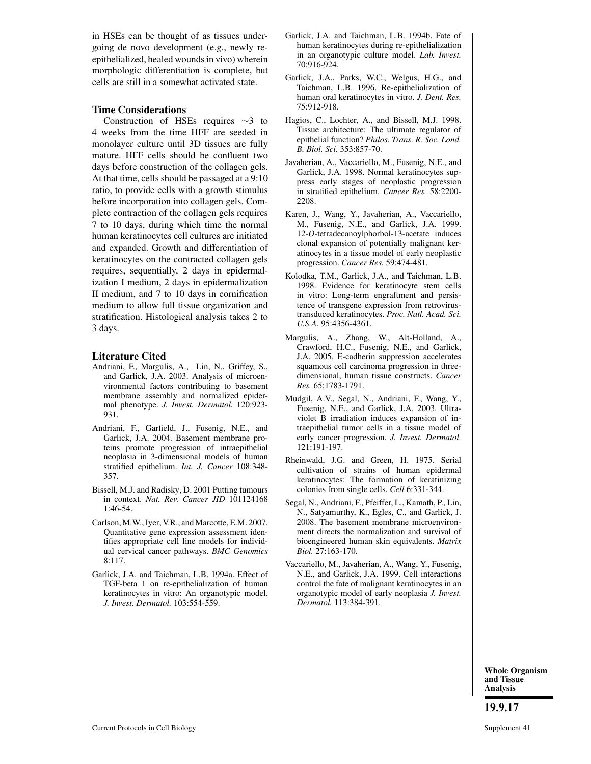in HSEs can be thought of as tissues undergoing de novo development (e.g., newly re-epithelialized, healed wounds in vivo) wherein morphologic differentiation is complete, but cells are still in a somewhat activated state.

## Time Considerations

Construction of HSEs requires ∼3 to 4 weeks from the time HFF are seeded in monolayer culture until 3D tissues are fully mature. HFF cells should be confluent two days before construction of the collagen gels. At that time, cells should be passaged at a 9:10 ratio, to provide cells with a growth stimulus before incorporation into collagen gels. Complete contraction of the collagen gels requires 7 to 10 days, during which time the normal human keratinocytes cell cultures are initiated and expanded. Growth and differentiation of keratinocytes on the contracted collagen gels requires, sequentially, 2 days in epidermalization I medium, 2 days in epidermalization II medium, and 7 to 10 days in cornification medium to allow full tissue organization and stratification. Histological analysis takes 2 to 3 days.

## Literature Cited

Andriani, F., Margulis, A., Lin, N., Griffey, S., and Garlick, J.A. 2003. Analysis of microenvironmental factors contributing to basement membrane assembly and normalized epidermal phenotype. *J. Invest. Dermatol.* 120:923-931.

Andriani, F., Garfield, J., Fusenig, N.E., and Garlick, J.A. 2004. Basement membrane proteins promote progression of intraepithelial neoplasia in 3-dimensional models of human stratified epithelium. *Int. J. Cancer* 108:348-357.

Bissell, M.J. and Radisky, D. 2001 Putting tumours in context. *Nat. Rev. Cancer JID* 101124168 1:46-54.

Carlson, M.W., Iyer, V.R., and Marcotte, E.M. 2007. Quantitative gene expression assessment identifies appropriate cell line models for individual cervical cancer pathways. *BMC Genomics* 8:117.

Garlick, J.A. and Taichman, L.B. 1994a. Effect of TGF-beta 1 on re-epithelialization of human keratinocytes in vitro: An organotypic model. *J. Invest. Dermatol.* 103:554-559.

Garlick, J.A. and Taichman, L.B. 1994b. Fate of human keratinocytes during re-epithelialization in an organotypic culture model. *Lab. Invest.* 70:916-924.

Garlick, J.A., Parks, W.C., Welgus, H.G., and Taichman, L.B. 1996. Re-epithelialization of human oral keratinocytes in vitro. *J. Dent. Res.* 75:912-918.

Hagios, C., Lochter, A., and Bissell, M.J. 1998. Tissue architecture: The ultimate regulator of epithelial function? *Philos. Trans. R. Soc. Lond. B. Biol. Sci.* 353:857-70.

Javaherian, A., Vaccariello, M., Fusenig, N.E., and Garlick, J.A. 1998. Normal keratinocytes suppress early stages of neoplastic progression in stratified epithelium. *Cancer Res.* 58:2200-2208.

Karen, J., Wang, Y., Javaherian, A., Vaccariello, M., Fusenig, N.E., and Garlick, J.A. 1999. 12-*O*-tetradecanoylphorbol-13-acetate induces clonal expansion of potentially malignant keratinocytes in a tissue model of early neoplastic progression. *Cancer Res.* 59:474-481.

Kolodka, T.M., Garlick, J.A., and Taichman, L.B. 1998. Evidence for keratinocyte stem cells in vitro: Long-term engraftment and persistence of transgene expression from retrovirus-transduced keratinocytes. *Proc. Natl. Acad. Sci. U.S.A.* 95:4356-4361.

Margulis, A., Zhang, W., Alt-Holland, A., Crawford, H.C., Fusenig, N.E., and Garlick, J.A. 2005. E-cadherin suppression accelerates squamous cell carcinoma progression in three-dimensional, human tissue constructs. *Cancer Res.* 65:1783-1791.

Mudgil, A.V., Segal, N., Andriani, F., Wang, Y., Fusenig, N.E., and Garlick, J.A. 2003. Ultraviolet B irradiation induces expansion of intraepithelial tumor cells in a tissue model of early cancer progression. *J. Invest. Dermatol.* 121:191-197.

Rheinwald, J.G. and Green, H. 1975. Serial cultivation of strains of human epidermal keratinocytes: The formation of keratinizing colonies from single cells. *Cell* 6:331-344.

Segal, N., Andriani, F., Pfeiffer, L., Kamath, P., Lin, N., Satyamurthy, K., Egles, C., and Garlick, J. 2008. The basement membrane microenvironment directs the normalization and survival of bioengineered human skin equivalents. *Matrix Biol.* 27:163-170.

Vaccariello, M., Javaherian, A., Wang, Y., Fusenig, N.E., and Garlick, J.A. 1999. Cell interactions control the fate of malignant keratinocytes in an organotypic model of early neoplasia *J. Invest. Dermatol.* 113:384-391.